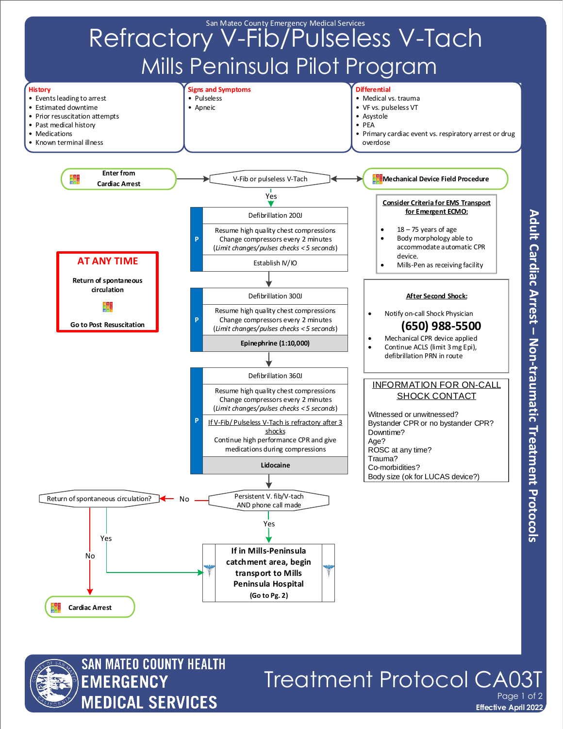San Mateo County Emergency Medical Services

# Refractory V-Fib/Pulseless V-Tach

## Mills Peninsula Pilot Program

**History**
- Events leading to arrest
- Estimated downtime
- Prior resuscitation attempts
- Past medical history
- Medications
- Known terminal illness

**Signs and Symptoms**
- Pulseless
- Apneic

**Differential**
- Medical vs. trauma
- VF vs. pulseless VT
- Asystole
- PEA
- Primary cardiac event vs. respiratory arrest or drug overdose

**Enter from Cardiac Arrest** → V-Fib or pulseless V-Tach ↔ **Mechanical Device Field Procedure**

Yes ↓

**P**
- Defibrillation 200J
- Resume high quality chest compressions
  Change compressors every 2 minutes
  (*Limit changes/pulses checks < 5 seconds*)
- Establish IV/IO

↓

**P**
- Defibrillation 300J
- Resume high quality chest compressions
  Change compressors every 2 minutes
  (*Limit changes/pulses checks < 5 seconds*)
- **Epinephrine (1:10,000)**

↓

**P**
- Defibrillation 360J
- Resume high quality chest compressions
  Change compressors every 2 minutes
  (*Limit changes/pulses checks < 5 seconds*)
- If V-Fib/ Pulseless V-Tach is refractory after 3 shocks
  Continue high performance CPR and give medications during compressions
- **Lidocaine**

↓

Persistent V. fib/V-tach AND phone call made

- Yes → **If in Mills-Peninsula catchment area, begin transport to Mills Peninsula Hospital (Go to Pg. 2)**
- No → Return of spontaneous circulation?
  - Yes → **If in Mills-Peninsula catchment area, begin transport to Mills Peninsula Hospital (Go to Pg. 2)**
  - No → **Cardiac Arrest**

**AT ANY TIME**

**Return of spontaneous circulation**

**Go to Post Resuscitation**

**Consider Criteria for EMS Transport for Emergent ECMO:**
- 18 – 75 years of age
- Body morphology able to accommodate automatic CPR device.
- Mills-Pen as receiving facility

**After Second Shock:**
- Notify on-call Shock Physician
  **(650) 988-5500**
- Mechanical CPR device applied
- Continue ACLS (limit 3 mg Epi), defibrillation PRN in route

**INFORMATION FOR ON-CALL SHOCK CONTACT**

Witnessed or unwitnessed?
Bystander CPR or no bystander CPR?
Downtime?
Age?
ROSC at any time?
Trauma?
Co-morbidities?
Body size (ok for LUCAS device?)

Adult Cardiac Arrest – Non-traumatic Treatment Protocols

SAN MATEO COUNTY HEALTH EMERGENCY MEDICAL SERVICES

Treatment Protocol CA03T

Effective April 2022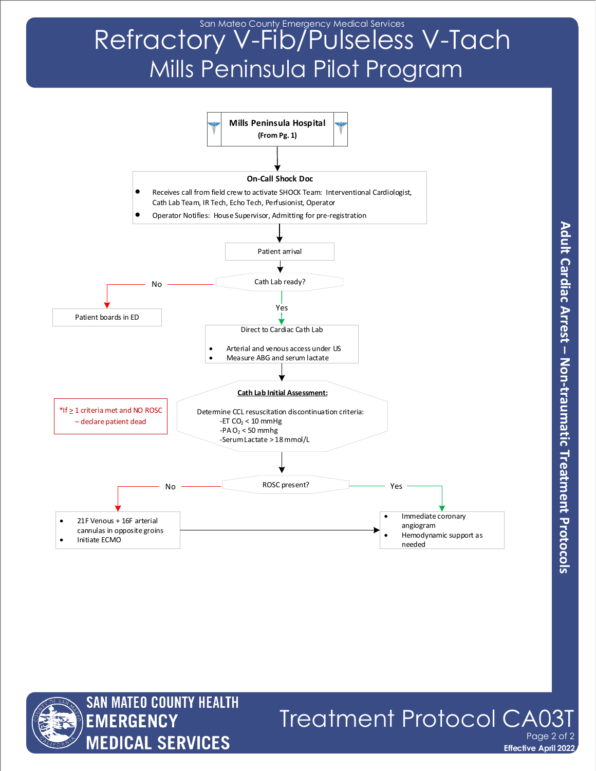San Mateo County Emergency Medical Services

# Refractory V-Fib/Pulseless V-Tach

## Mills Peninsula Pilot Program

**Mills Peninsula Hospital**
**(From Pg. 1)**

**On-Call Shock Doc**

- Receives call from field crew to activate SHOCK Team: Interventional Cardiologist, Cath Lab Team, IR Tech, Echo Tech, Perfusionist, Operator
- Operator Notifies: House Supervisor, Admitting for pre-registration

Patient arrival

Cath Lab ready?

No → Patient boards in ED

Yes → Direct to Cardiac Cath Lab

- Arterial and venous access under US
- Measure ABG and serum lactate

**Cath Lab Initial Assessment:**

Determine CCL resuscitation discontinuation criteria:
- ET $CO_2$ < 10 mmHg
- $PAO_2$ < 50 mmhg
- Serum Lactate > 18 mmol/L

*If ≥ 1 criteria met and NO ROSC – declare patient dead

ROSC present?

No →
- 21F Venous + 16F arterial cannulas in opposite groins
- Initiate ECMO

Yes →
- Immediate coronary angiogram
- Hemodynamic support as needed

Adult Cardiac Arrest – Non-traumatic Treatment Protocols

SAN MATEO COUNTY HEALTH EMERGENCY MEDICAL SERVICES

Treatment Protocol CA03T

Effective April 2022